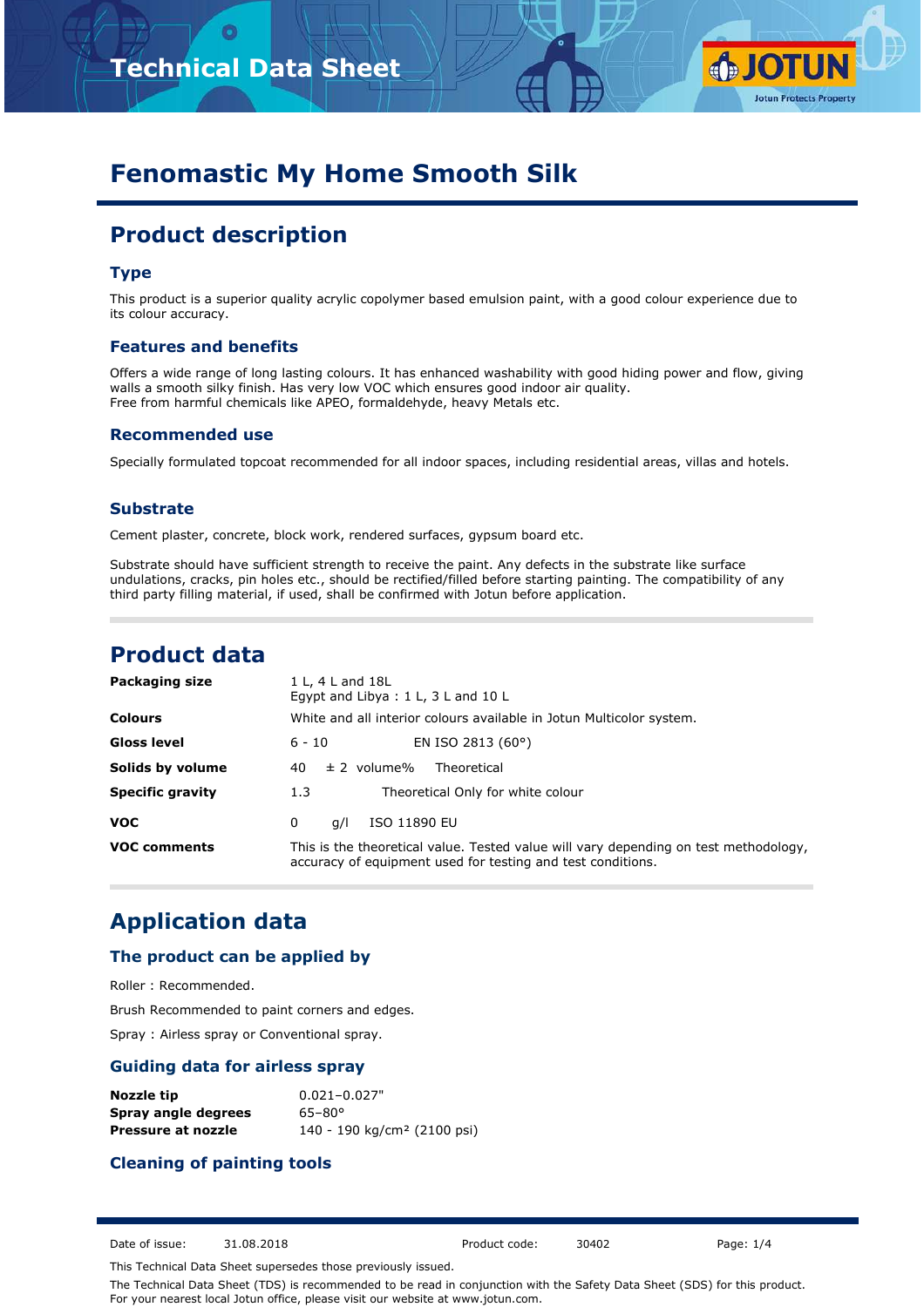# Fenomastic My Home Smooth Silk

## Product description

### Type

This product is a superior quality acrylic copolymer based emulsion paint, with a good colour experience due to its colour accuracy.

### Features and benefits

Offers a wide range of long lasting colours. It has enhanced washability with good hiding power and flow, giving walls a smooth silky finish. Has very low VOC which ensures good indoor air quality.
Free from harmful chemicals like APEO, formaldehyde, heavy Metals etc.

### Recommended use

Specially formulated topcoat recommended for all indoor spaces, including residential areas, villas and hotels.

### Substrate

Cement plaster, concrete, block work, rendered surfaces, gypsum board etc.

Substrate should have sufficient strength to receive the paint. Any defects in the substrate like surface undulations, cracks, pin holes etc., should be rectified/filled before starting painting. The compatibility of any third party filling material, if used, shall be confirmed with Jotun before application.

## Product data

| | |
|---|---|
| **Packaging size** | 1 L, 4 L and 18L<br>Egypt and Libya : 1 L, 3 L and 10 L |
| **Colours** | White and all interior colours available in Jotun Multicolor system. |
| **Gloss level** | 6 - 10 EN ISO 2813 (60°) |
| **Solids by volume** | 40 ± 2 volume% Theoretical |
| **Specific gravity** | 1.3 Theoretical Only for white colour |
| **VOC** | 0 g/l ISO 11890 EU |
| **VOC comments** | This is the theoretical value. Tested value will vary depending on test methodology, accuracy of equipment used for testing and test conditions. |

## Application data

### The product can be applied by

Roller : Recommended.

Brush Recommended to paint corners and edges.

Spray : Airless spray or Conventional spray.

### Guiding data for airless spray

| | |
|---|---|
| **Nozzle tip** | 0.021–0.027" |
| **Spray angle degrees** | 65–80° |
| **Pressure at nozzle** | 140 - 190 kg/cm² (2100 psi) |

### Cleaning of painting tools

Date of issue: 31.08.2018 Product code: 30402

This Technical Data Sheet supersedes those previously issued.

The Technical Data Sheet (TDS) is recommended to be read in conjunction with the Safety Data Sheet (SDS) for this product. For your nearest local Jotun office, please visit our website at www.jotun.com.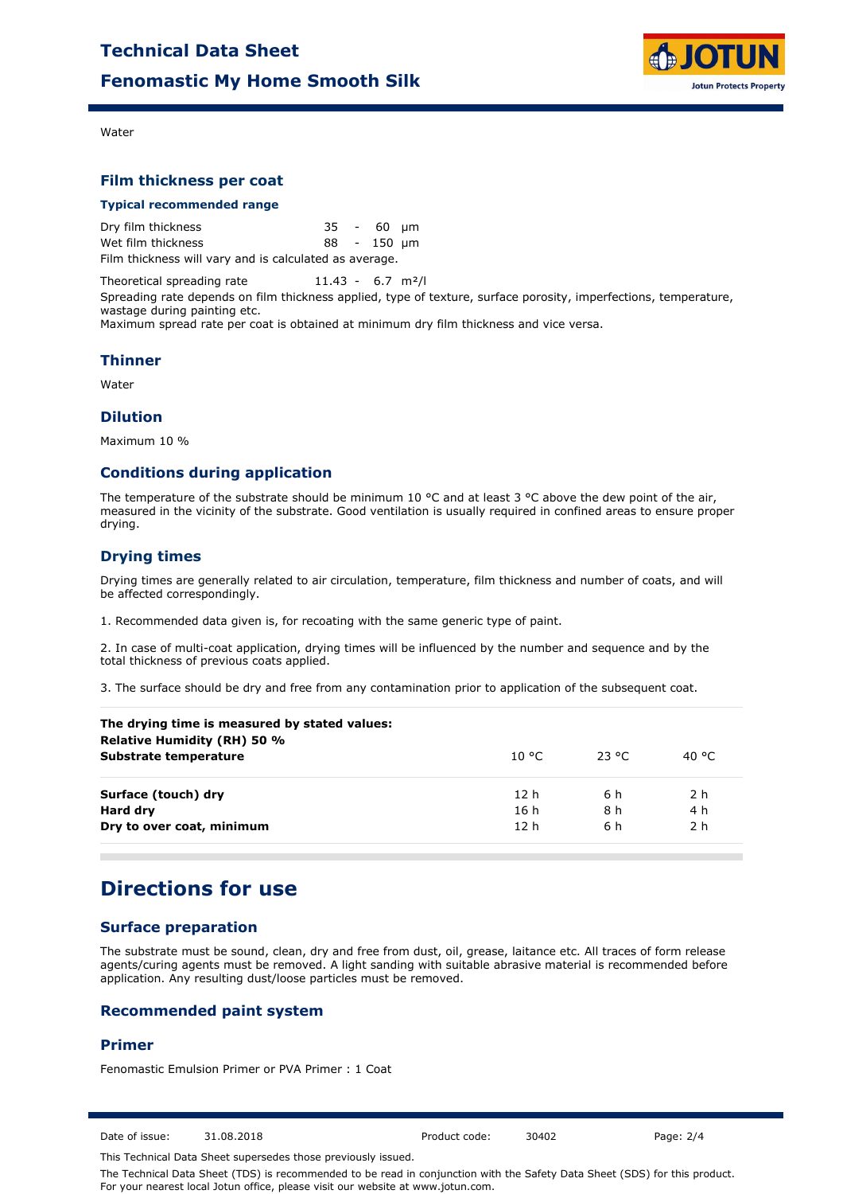Water

## Film thickness per coat

### Typical recommended range

| | | |
|---|---|---|
| Dry film thickness | 35 - 60 | µm |
| Wet film thickness | 88 - 150 | µm |

Film thickness will vary and is calculated as average.

Theoretical spreading rate 11.43 - 6.7 m²/l

Spreading rate depends on film thickness applied, type of texture, surface porosity, imperfections, temperature, wastage during painting etc.
Maximum spread rate per coat is obtained at minimum dry film thickness and vice versa.

## Thinner

Water

## Dilution

Maximum 10 %

## Conditions during application

The temperature of the substrate should be minimum 10 °C and at least 3 °C above the dew point of the air, measured in the vicinity of the substrate. Good ventilation is usually required in confined areas to ensure proper drying.

## Drying times

Drying times are generally related to air circulation, temperature, film thickness and number of coats, and will be affected correspondingly.

1. Recommended data given is, for recoating with the same generic type of paint.

2. In case of multi-coat application, drying times will be influenced by the number and sequence and by the total thickness of previous coats applied.

3. The surface should be dry and free from any contamination prior to application of the subsequent coat.

| **The drying time is measured by stated values:**<br>**Relative Humidity (RH) 50 %**<br>**Substrate temperature** | 10 °C | 23 °C | 40 °C |
|---|---|---|---|
| **Surface (touch) dry** | 12 h | 6 h | 2 h |
| **Hard dry** | 16 h | 8 h | 4 h |
| **Dry to over coat, minimum** | 12 h | 6 h | 2 h |

# Directions for use

## Surface preparation

The substrate must be sound, clean, dry and free from dust, oil, grease, laitance etc. All traces of form release agents/curing agents must be removed. A light sanding with suitable abrasive material is recommended before application. Any resulting dust/loose particles must be removed.

## Recommended paint system

## Primer

Fenomastic Emulsion Primer or PVA Primer : 1 Coat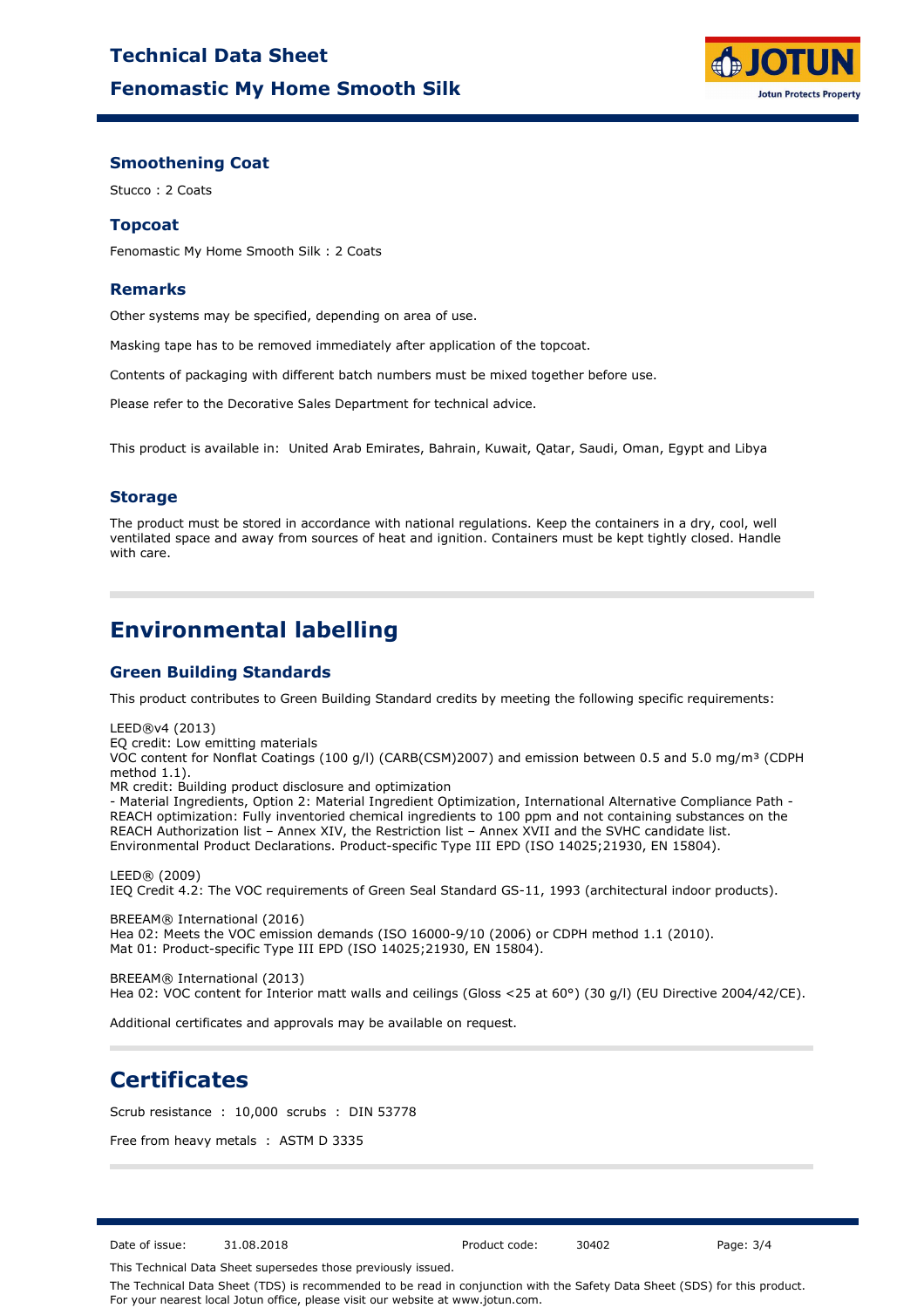### Smoothening Coat

Stucco : 2 Coats

### Topcoat

Fenomastic My Home Smooth Silk : 2 Coats

### Remarks

Other systems may be specified, depending on area of use.

Masking tape has to be removed immediately after application of the topcoat.

Contents of packaging with different batch numbers must be mixed together before use.

Please refer to the Decorative Sales Department for technical advice.

This product is available in: United Arab Emirates, Bahrain, Kuwait, Qatar, Saudi, Oman, Egypt and Libya

### Storage

The product must be stored in accordance with national regulations. Keep the containers in a dry, cool, well ventilated space and away from sources of heat and ignition. Containers must be kept tightly closed. Handle with care.

## Environmental labelling

### Green Building Standards

This product contributes to Green Building Standard credits by meeting the following specific requirements:

LEED®v4 (2013)
EQ credit: Low emitting materials
VOC content for Nonflat Coatings (100 g/l) (CARB(CSM)2007) and emission between 0.5 and 5.0 mg/m³ (CDPH method 1.1).
MR credit: Building product disclosure and optimization
- Material Ingredients, Option 2: Material Ingredient Optimization, International Alternative Compliance Path - REACH optimization: Fully inventoried chemical ingredients to 100 ppm and not containing substances on the REACH Authorization list – Annex XIV, the Restriction list – Annex XVII and the SVHC candidate list.
Environmental Product Declarations. Product-specific Type III EPD (ISO 14025;21930, EN 15804).

LEED® (2009)
IEQ Credit 4.2: The VOC requirements of Green Seal Standard GS-11, 1993 (architectural indoor products).

BREEAM® International (2016)
Hea 02: Meets the VOC emission demands (ISO 16000-9/10 (2006) or CDPH method 1.1 (2010).
Mat 01: Product-specific Type III EPD (ISO 14025;21930, EN 15804).

BREEAM® International (2013)
Hea 02: VOC content for Interior matt walls and ceilings (Gloss <25 at 60°) (30 g/l) (EU Directive 2004/42/CE).

Additional certificates and approvals may be available on request.

## Certificates

Scrub resistance : 10,000 scrubs : DIN 53778

Free from heavy metals : ASTM D 3335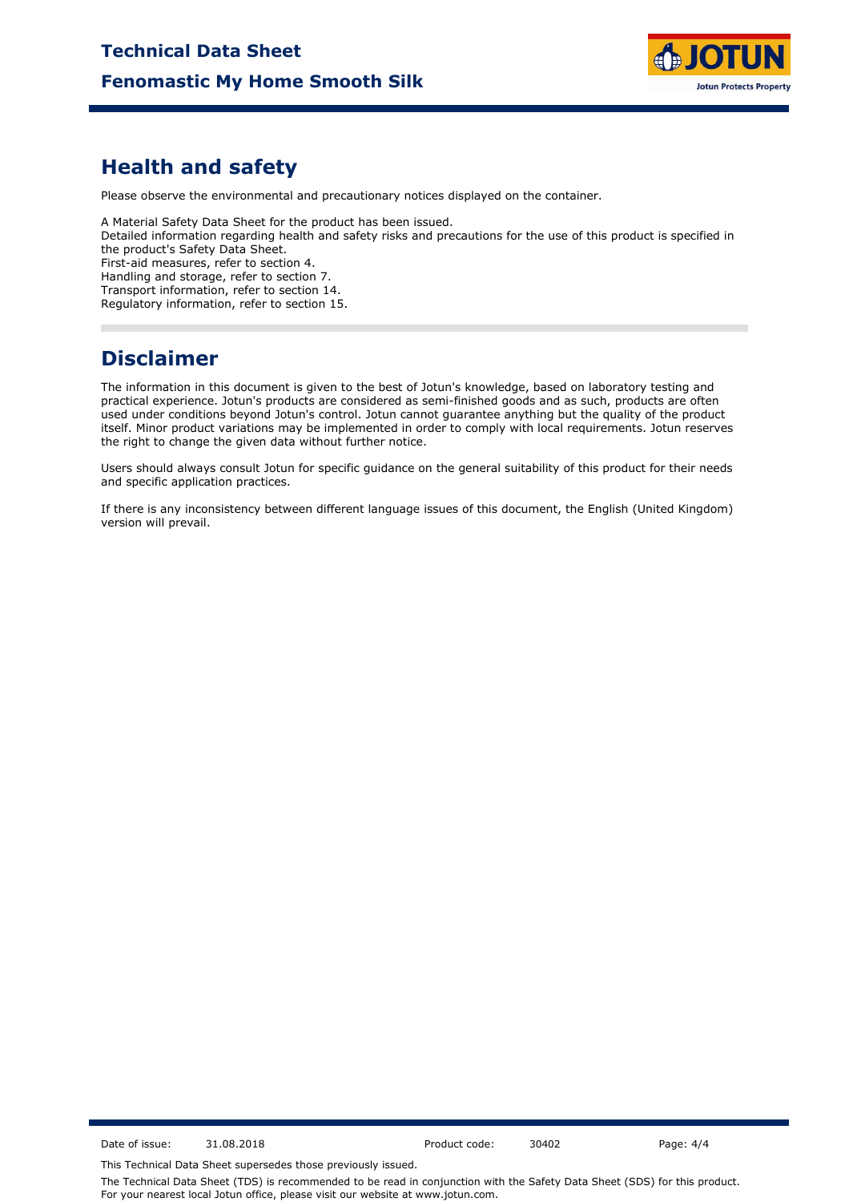## Health and safety

Please observe the environmental and precautionary notices displayed on the container.

A Material Safety Data Sheet for the product has been issued.
Detailed information regarding health and safety risks and precautions for the use of this product is specified in the product's Safety Data Sheet.
First-aid measures, refer to section 4.
Handling and storage, refer to section 7.
Transport information, refer to section 14.
Regulatory information, refer to section 15.

## Disclaimer

The information in this document is given to the best of Jotun's knowledge, based on laboratory testing and practical experience. Jotun's products are considered as semi-finished goods and as such, products are often used under conditions beyond Jotun's control. Jotun cannot guarantee anything but the quality of the product itself. Minor product variations may be implemented in order to comply with local requirements. Jotun reserves the right to change the given data without further notice.

Users should always consult Jotun for specific guidance on the general suitability of this product for their needs and specific application practices.

If there is any inconsistency between different language issues of this document, the English (United Kingdom) version will prevail.